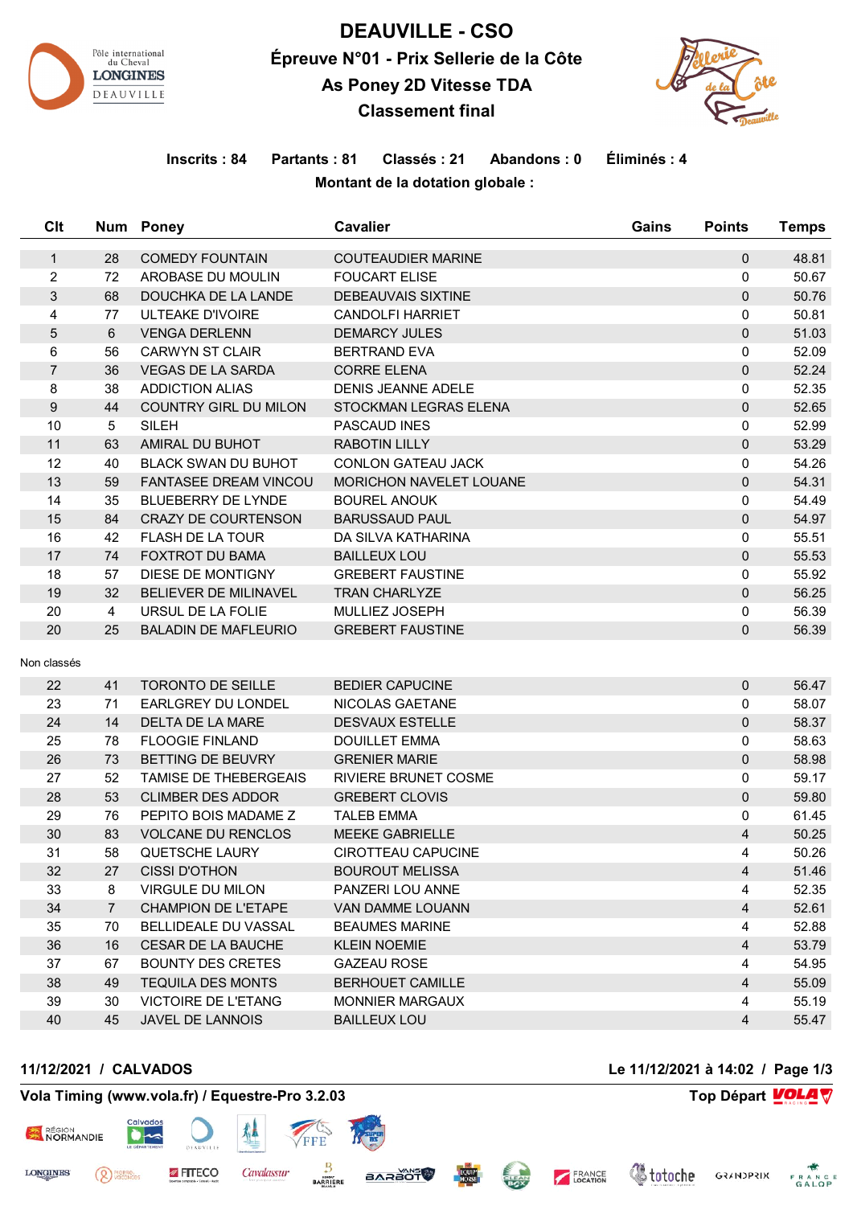# DEAUVILLE - CSO

## Épreuve N°01 - Prix Sellerie de la Côte

## As Poney 2D Vitesse TDA

## Classement final

**Inscrits : 84 Partants : 81 Classés : 21 Abandons : 0 Éliminés : 4**

**Montant de la dotation globale :**

| Clt | Num | Poney | Cavalier | Gains | Points | Temps |
|---|---|---|---|---|---|---|
| 1 | 28 | COMEDY FOUNTAIN | COUTEAUDIER MARINE | | 0 | 48.81 |
| 2 | 72 | AROBASE DU MOULIN | FOUCART ELISE | | 0 | 50.67 |
| 3 | 68 | DOUCHKA DE LA LANDE | DEBEAUVAIS SIXTINE | | 0 | 50.76 |
| 4 | 77 | ULTEAKE D'IVOIRE | CANDOLFI HARRIET | | 0 | 50.81 |
| 5 | 6 | VENGA DERLENN | DEMARCY JULES | | 0 | 51.03 |
| 6 | 56 | CARWYN ST CLAIR | BERTRAND EVA | | 0 | 52.09 |
| 7 | 36 | VEGAS DE LA SARDA | CORRE ELENA | | 0 | 52.24 |
| 8 | 38 | ADDICTION ALIAS | DENIS JEANNE ADELE | | 0 | 52.35 |
| 9 | 44 | COUNTRY GIRL DU MILON | STOCKMAN LEGRAS ELENA | | 0 | 52.65 |
| 10 | 5 | SILEH | PASCAUD INES | | 0 | 52.99 |
| 11 | 63 | AMIRAL DU BUHOT | RABOTIN LILLY | | 0 | 53.29 |
| 12 | 40 | BLACK SWAN DU BUHOT | CONLON GATEAU JACK | | 0 | 54.26 |
| 13 | 59 | FANTASEE DREAM VINCOU | MORICHON NAVELET LOUANE | | 0 | 54.31 |
| 14 | 35 | BLUEBERRY DE LYNDE | BOUREL ANOUK | | 0 | 54.49 |
| 15 | 84 | CRAZY DE COURTENSON | BARUSSAUD PAUL | | 0 | 54.97 |
| 16 | 42 | FLASH DE LA TOUR | DA SILVA KATHARINA | | 0 | 55.51 |
| 17 | 74 | FOXTROT DU BAMA | BAILLEUX LOU | | 0 | 55.53 |
| 18 | 57 | DIESE DE MONTIGNY | GREBERT FAUSTINE | | 0 | 55.92 |
| 19 | 32 | BELIEVER DE MILINAVEL | TRAN CHARLYZE | | 0 | 56.25 |
| 20 | 4 | URSUL DE LA FOLIE | MULLIEZ JOSEPH | | 0 | 56.39 |
| 20 | 25 | BALADIN DE MAFLEURIO | GREBERT FAUSTINE | | 0 | 56.39 |

Non classés

| Clt | Num | Poney | Cavalier | Gains | Points | Temps |
|---|---|---|---|---|---|---|
| 22 | 41 | TORONTO DE SEILLE | BEDIER CAPUCINE | | 0 | 56.47 |
| 23 | 71 | EARLGREY DU LONDEL | NICOLAS GAETANE | | 0 | 58.07 |
| 24 | 14 | DELTA DE LA MARE | DESVAUX ESTELLE | | 0 | 58.37 |
| 25 | 78 | FLOOGIE FINLAND | DOUILLET EMMA | | 0 | 58.63 |
| 26 | 73 | BETTING DE BEUVRY | GRENIER MARIE | | 0 | 58.98 |
| 27 | 52 | TAMISE DE THEBERGEAIS | RIVIERE BRUNET COSME | | 0 | 59.17 |
| 28 | 53 | CLIMBER DES ADDOR | GREBERT CLOVIS | | 0 | 59.80 |
| 29 | 76 | PEPITO BOIS MADAME Z | TALEB EMMA | | 0 | 61.45 |
| 30 | 83 | VOLCANE DU RENCLOS | MEEKE GABRIELLE | | 4 | 50.25 |
| 31 | 58 | QUETSCHE LAURY | CIROTTEAU CAPUCINE | | 4 | 50.26 |
| 32 | 27 | CISSI D'OTHON | BOUROUT MELISSA | | 4 | 51.46 |
| 33 | 8 | VIRGULE DU MILON | PANZERI LOU ANNE | | 4 | 52.35 |
| 34 | 7 | CHAMPION DE L'ETAPE | VAN DAMME LOUANN | | 4 | 52.61 |
| 35 | 70 | BELLIDEALE DU VASSAL | BEAUMES MARINE | | 4 | 52.88 |
| 36 | 16 | CESAR DE LA BAUCHE | KLEIN NOEMIE | | 4 | 53.79 |
| 37 | 67 | BOUNTY DES CRETES | GAZEAU ROSE | | 4 | 54.95 |
| 38 | 49 | TEQUILA DES MONTS | BERHOUET CAMILLE | | 4 | 55.09 |
| 39 | 30 | VICTOIRE DE L'ETANG | MONNIER MARGAUX | | 4 | 55.19 |
| 40 | 45 | JAVEL DE LANNOIS | BAILLEUX LOU | | 4 | 55.47 |

**11/12/2021 / CALVADOS** **Le 11/12/2021 à 14:02**

**Vola Timing (www.vola.fr) / Equestre-Pro 3.2.03** **Top Départ**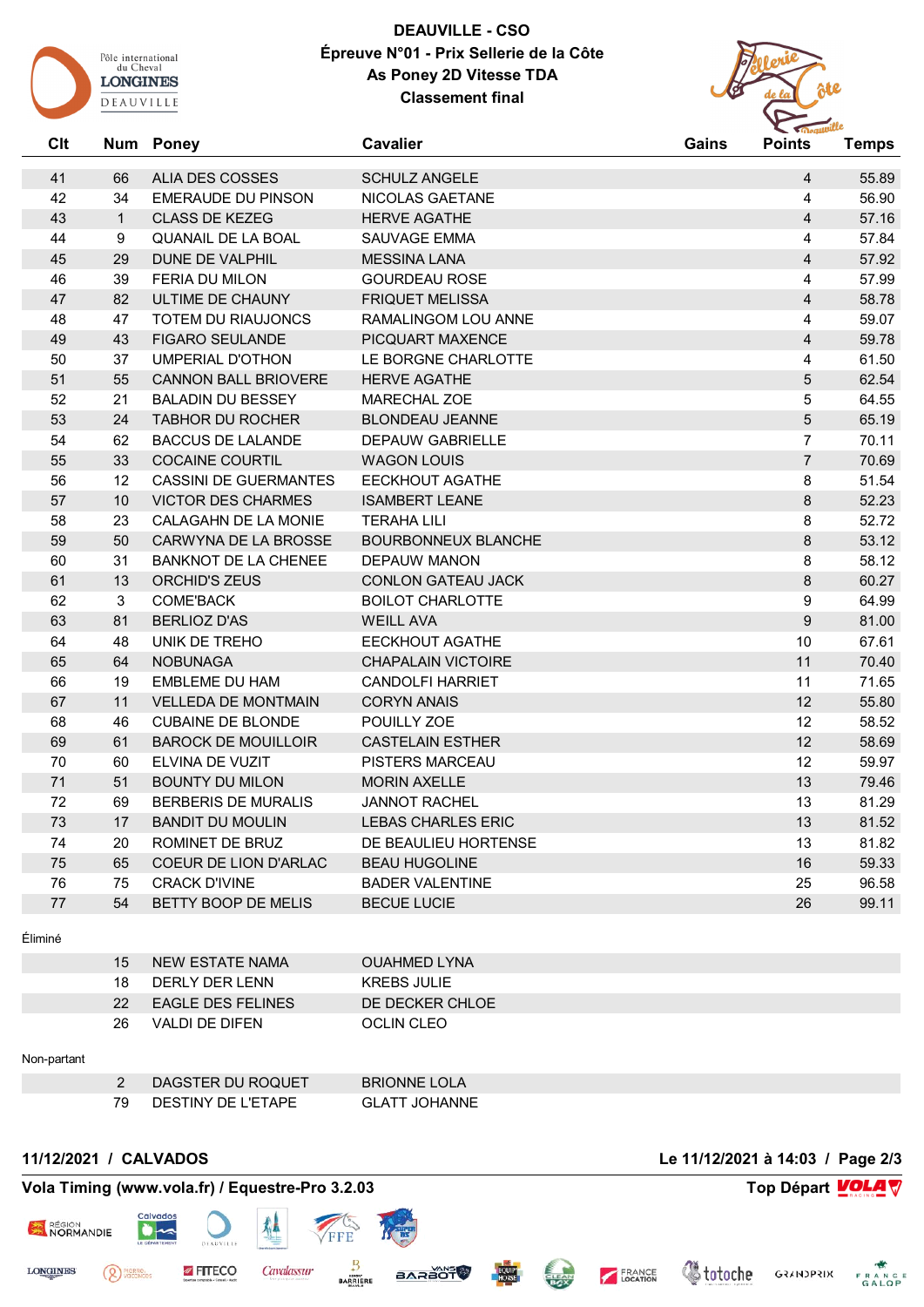# DEAUVILLE - CSO

**Épreuve N°01 - Prix Sellerie de la Côte**

**As Poney 2D Vitesse TDA**

**Classement final**

| Clt | Num | Poney | Cavalier | Gains | Points | Temps |
|---|---|---|---|---|---|---|
| 41 | 66 | ALIA DES COSSES | SCHULZ ANGELE | | 4 | 55.89 |
| 42 | 34 | EMERAUDE DU PINSON | NICOLAS GAETANE | | 4 | 56.90 |
| 43 | 1 | CLASS DE KEZEG | HERVE AGATHE | | 4 | 57.16 |
| 44 | 9 | QUANAIL DE LA BOAL | SAUVAGE EMMA | | 4 | 57.84 |
| 45 | 29 | DUNE DE VALPHIL | MESSINA LANA | | 4 | 57.92 |
| 46 | 39 | FERIA DU MILON | GOURDEAU ROSE | | 4 | 57.99 |
| 47 | 82 | ULTIME DE CHAUNY | FRIQUET MELISSA | | 4 | 58.78 |
| 48 | 47 | TOTEM DU RIAUJONCS | RAMALINGOM LOU ANNE | | 4 | 59.07 |
| 49 | 43 | FIGARO SEULANDE | PICQUART MAXENCE | | 4 | 59.78 |
| 50 | 37 | UMPERIAL D'OTHON | LE BORGNE CHARLOTTE | | 4 | 61.50 |
| 51 | 55 | CANNON BALL BRIOVERE | HERVE AGATHE | | 5 | 62.54 |
| 52 | 21 | BALADIN DU BESSEY | MARECHAL ZOE | | 5 | 64.55 |
| 53 | 24 | TABHOR DU ROCHER | BLONDEAU JEANNE | | 5 | 65.19 |
| 54 | 62 | BACCUS DE LALANDE | DEPAUW GABRIELLE | | 7 | 70.11 |
| 55 | 33 | COCAINE COURTIL | WAGON LOUIS | | 7 | 70.69 |
| 56 | 12 | CASSINI DE GUERMANTES | EECKHOUT AGATHE | | 8 | 51.54 |
| 57 | 10 | VICTOR DES CHARMES | ISAMBERT LEANE | | 8 | 52.23 |
| 58 | 23 | CALAGAHN DE LA MONIE | TERAHA LILI | | 8 | 52.72 |
| 59 | 50 | CARWYNA DE LA BROSSE | BOURBONNEUX BLANCHE | | 8 | 53.12 |
| 60 | 31 | BANKNOT DE LA CHENEE | DEPAUW MANON | | 8 | 58.12 |
| 61 | 13 | ORCHID'S ZEUS | CONLON GATEAU JACK | | 8 | 60.27 |
| 62 | 3 | COME'BACK | BOILOT CHARLOTTE | | 9 | 64.99 |
| 63 | 81 | BERLIOZ D'AS | WEILL AVA | | 9 | 81.00 |
| 64 | 48 | UNIK DE TREHO | EECKHOUT AGATHE | | 10 | 67.61 |
| 65 | 64 | NOBUNAGA | CHAPALAIN VICTOIRE | | 11 | 70.40 |
| 66 | 19 | EMBLEME DU HAM | CANDOLFI HARRIET | | 11 | 71.65 |
| 67 | 11 | VELLEDA DE MONTMAIN | CORYN ANAIS | | 12 | 55.80 |
| 68 | 46 | CUBAINE DE BLONDE | POUILLY ZOE | | 12 | 58.52 |
| 69 | 61 | BAROCK DE MOUILLOIR | CASTELAIN ESTHER | | 12 | 58.69 |
| 70 | 60 | ELVINA DE VUZIT | PISTERS MARCEAU | | 12 | 59.97 |
| 71 | 51 | BOUNTY DU MILON | MORIN AXELLE | | 13 | 79.46 |
| 72 | 69 | BERBERIS DE MURALIS | JANNOT RACHEL | | 13 | 81.29 |
| 73 | 17 | BANDIT DU MOULIN | LEBAS CHARLES ERIC | | 13 | 81.52 |
| 74 | 20 | ROMINET DE BRUZ | DE BEAULIEU HORTENSE | | 13 | 81.82 |
| 75 | 65 | COEUR DE LION D'ARLAC | BEAU HUGOLINE | | 16 | 59.33 |
| 76 | 75 | CRACK D'IVINE | BADER VALENTINE | | 25 | 96.58 |
| 77 | 54 | BETTY BOOP DE MELIS | BECUE LUCIE | | 26 | 99.11 |

Éliminé

| Num | Poney | Cavalier |
|---|---|---|
| 15 | NEW ESTATE NAMA | OUAHMED LYNA |
| 18 | DERLY DER LENN | KREBS JULIE |
| 22 | EAGLE DES FELINES | DE DECKER CHLOE |
| 26 | VALDI DE DIFEN | OCLIN CLEO |

Non-partant

| Num | Poney | Cavalier |
|---|---|---|
| 2 | DAGSTER DU ROQUET | BRIONNE LOLA |
| 79 | DESTINY DE L'ETAPE | GLATT JOHANNE |

**11/12/2021 / CALVADOS** **Le 11/12/2021 à 14:03**

**Vola Timing (www.vola.fr) / Equestre-Pro 3.2.03** **Top Départ**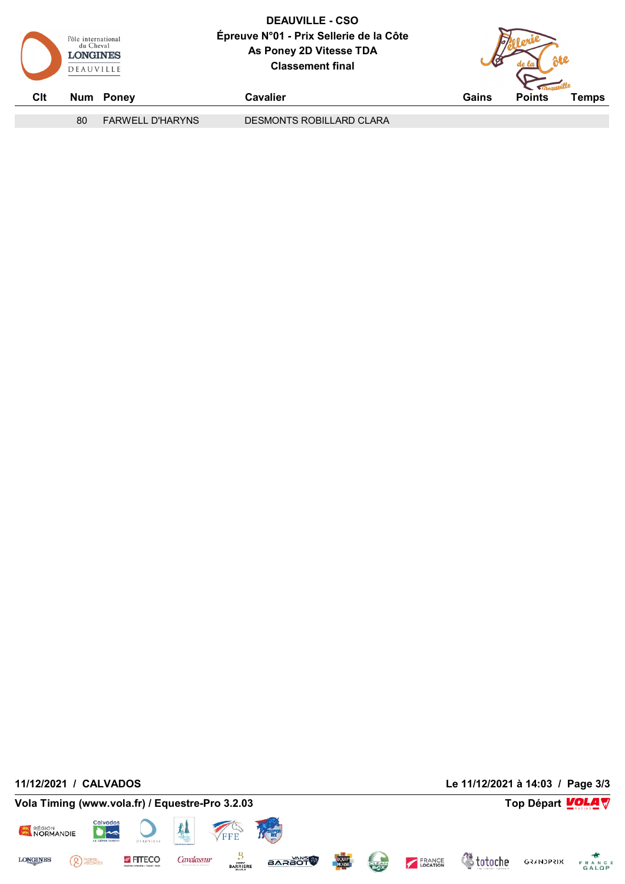# DEAUVILLE - CSO

## Épreuve N°01 - Prix Sellerie de la Côte

## As Poney 2D Vitesse TDA

## Classement final

| Clt | Num | Poney | Cavalier | Gains | Points | Temps |
|---|---|---|---|---|---|---|
| | 80 | FARWELL D'HARYNS | DESMONTS ROBILLARD CLARA | | | |

11/12/2021 / CALVADOS

Le 11/12/2021 à 14:03

Vola Timing (www.vola.fr) / Equestre-Pro 3.2.03

Top Départ